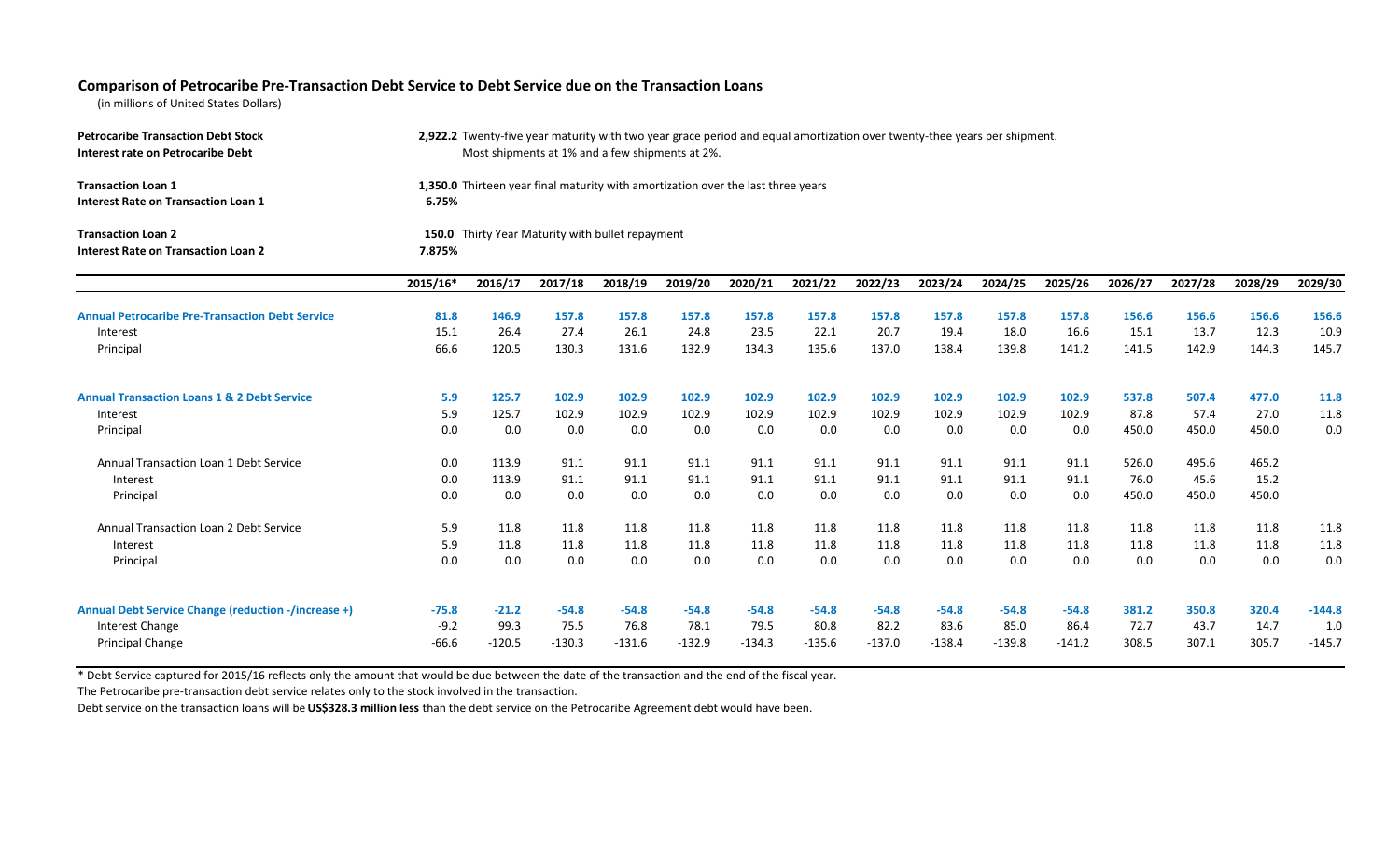## Comparison of Petrocaribe Pre-Transaction Debt Service to Debt Service due on the Transaction Loans

(in millions of United States Dollars)

| | | |
|---|---|---|
| **Petrocaribe Transaction Debt Stock** | **2,922.2** | Twenty-five year maturity with two year grace period and equal amortization over twenty-thee years per shipment. |
| **Interest rate on Petrocaribe Debt** | | Most shipments at 1% and a few shipments at 2%. |
| **Transaction Loan 1** | **1,350.0** | Thirteen year final maturity with amortization over the last three years |
| **Interest Rate on Transaction Loan 1** | **6.75%** | |
| **Transaction Loan 2** | **150.0** | Thirty Year Maturity with bullet repayment |
| **Interest Rate on Transaction Loan 2** | **7.875%** | |

| | 2015/16* | 2016/17 | 2017/18 | 2018/19 | 2019/20 | 2020/21 | 2021/22 | 2022/23 | 2023/24 | 2024/25 | 2025/26 | 2026/27 | 2027/28 | 2028/29 | 2029/30 |
|---|---|---|---|---|---|---|---|---|---|---|---|---|---|---|---|
| **Annual Petrocaribe Pre-Transaction Debt Service** | **81.8** | **146.9** | **157.8** | **157.8** | **157.8** | **157.8** | **157.8** | **157.8** | **157.8** | **157.8** | **157.8** | **156.6** | **156.6** | **156.6** | **156.6** |
| Interest | 15.1 | 26.4 | 27.4 | 26.1 | 24.8 | 23.5 | 22.1 | 20.7 | 19.4 | 18.0 | 16.6 | 15.1 | 13.7 | 12.3 | 10.9 |
| Principal | 66.6 | 120.5 | 130.3 | 131.6 | 132.9 | 134.3 | 135.6 | 137.0 | 138.4 | 139.8 | 141.2 | 141.5 | 142.9 | 144.3 | 145.7 |
| **Annual Transaction Loans 1 & 2 Debt Service** | **5.9** | **125.7** | **102.9** | **102.9** | **102.9** | **102.9** | **102.9** | **102.9** | **102.9** | **102.9** | **102.9** | **537.8** | **507.4** | **477.0** | **11.8** |
| Interest | 5.9 | 125.7 | 102.9 | 102.9 | 102.9 | 102.9 | 102.9 | 102.9 | 102.9 | 102.9 | 102.9 | 87.8 | 57.4 | 27.0 | 11.8 |
| Principal | 0.0 | 0.0 | 0.0 | 0.0 | 0.0 | 0.0 | 0.0 | 0.0 | 0.0 | 0.0 | 0.0 | 450.0 | 450.0 | 450.0 | 0.0 |
| Annual Transaction Loan 1 Debt Service | 0.0 | 113.9 | 91.1 | 91.1 | 91.1 | 91.1 | 91.1 | 91.1 | 91.1 | 91.1 | 91.1 | 526.0 | 495.6 | 465.2 | |
| Interest | 0.0 | 113.9 | 91.1 | 91.1 | 91.1 | 91.1 | 91.1 | 91.1 | 91.1 | 91.1 | 91.1 | 76.0 | 45.6 | 15.2 | |
| Principal | 0.0 | 0.0 | 0.0 | 0.0 | 0.0 | 0.0 | 0.0 | 0.0 | 0.0 | 0.0 | 0.0 | 450.0 | 450.0 | 450.0 | |
| Annual Transaction Loan 2 Debt Service | 5.9 | 11.8 | 11.8 | 11.8 | 11.8 | 11.8 | 11.8 | 11.8 | 11.8 | 11.8 | 11.8 | 11.8 | 11.8 | 11.8 | 11.8 |
| Interest | 5.9 | 11.8 | 11.8 | 11.8 | 11.8 | 11.8 | 11.8 | 11.8 | 11.8 | 11.8 | 11.8 | 11.8 | 11.8 | 11.8 | 11.8 |
| Principal | 0.0 | 0.0 | 0.0 | 0.0 | 0.0 | 0.0 | 0.0 | 0.0 | 0.0 | 0.0 | 0.0 | 0.0 | 0.0 | 0.0 | 0.0 |
| **Annual Debt Service Change (reduction -/increase +)** | **-75.8** | **-21.2** | **-54.8** | **-54.8** | **-54.8** | **-54.8** | **-54.8** | **-54.8** | **-54.8** | **-54.8** | **-54.8** | **381.2** | **350.8** | **320.4** | **-144.8** |
| Interest Change | -9.2 | 99.3 | 75.5 | 76.8 | 78.1 | 79.5 | 80.8 | 82.2 | 83.6 | 85.0 | 86.4 | 72.7 | 43.7 | 14.7 | 1.0 |
| Principal Change | -66.6 | -120.5 | -130.3 | -131.6 | -132.9 | -134.3 | -135.6 | -137.0 | -138.4 | -139.8 | -141.2 | 308.5 | 307.1 | 305.7 | -145.7 |

* Debt Service captured for 2015/16 reflects only the amount that would be due between the date of the transaction and the end of the fiscal year.

The Petrocaribe pre-transaction debt service relates only to the stock involved in the transaction.

Debt service on the transaction loans will be **US$328.3 million less** than the debt service on the Petrocaribe Agreement debt would have been.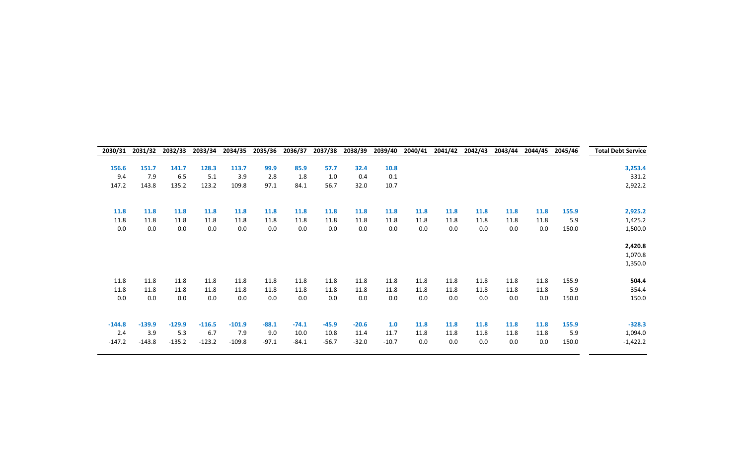| 2030/31 | 2031/32 | 2032/33 | 2033/34 | 2034/35 | 2035/36 | 2036/37 | 2037/38 | 2038/39 | 2039/40 | 2040/41 | 2041/42 | 2042/43 | 2043/44 | 2044/45 | 2045/46 | Total Debt Service |
|---|---|---|---|---|---|---|---|---|---|---|---|---|---|---|---|---|
| **156.6** | **151.7** | **141.7** | **128.3** | **113.7** | **99.9** | **85.9** | **57.7** | **32.4** | **10.8** | | | | | | | **3,253.4** |
| 9.4 | 7.9 | 6.5 | 5.1 | 3.9 | 2.8 | 1.8 | 1.0 | 0.4 | 0.1 | | | | | | | 331.2 |
| 147.2 | 143.8 | 135.2 | 123.2 | 109.8 | 97.1 | 84.1 | 56.7 | 32.0 | 10.7 | | | | | | | 2,922.2 |
| | | | | | | | | | | | | | | | | |
| **11.8** | **11.8** | **11.8** | **11.8** | **11.8** | **11.8** | **11.8** | **11.8** | **11.8** | **11.8** | **11.8** | **11.8** | **11.8** | **11.8** | **11.8** | **155.9** | **2,925.2** |
| 11.8 | 11.8 | 11.8 | 11.8 | 11.8 | 11.8 | 11.8 | 11.8 | 11.8 | 11.8 | 11.8 | 11.8 | 11.8 | 11.8 | 11.8 | 5.9 | 1,425.2 |
| 0.0 | 0.0 | 0.0 | 0.0 | 0.0 | 0.0 | 0.0 | 0.0 | 0.0 | 0.0 | 0.0 | 0.0 | 0.0 | 0.0 | 0.0 | 150.0 | 1,500.0 |
| | | | | | | | | | | | | | | | | |
| | | | | | | | | | | | | | | | | **2,420.8** |
| | | | | | | | | | | | | | | | | 1,070.8 |
| | | | | | | | | | | | | | | | | 1,350.0 |
| | | | | | | | | | | | | | | | | |
| 11.8 | 11.8 | 11.8 | 11.8 | 11.8 | 11.8 | 11.8 | 11.8 | 11.8 | 11.8 | 11.8 | 11.8 | 11.8 | 11.8 | 11.8 | 155.9 | **504.4** |
| 11.8 | 11.8 | 11.8 | 11.8 | 11.8 | 11.8 | 11.8 | 11.8 | 11.8 | 11.8 | 11.8 | 11.8 | 11.8 | 11.8 | 11.8 | 5.9 | 354.4 |
| 0.0 | 0.0 | 0.0 | 0.0 | 0.0 | 0.0 | 0.0 | 0.0 | 0.0 | 0.0 | 0.0 | 0.0 | 0.0 | 0.0 | 0.0 | 150.0 | 150.0 |
| | | | | | | | | | | | | | | | | |
| **-144.8** | **-139.9** | **-129.9** | **-116.5** | **-101.9** | **-88.1** | **-74.1** | **-45.9** | **-20.6** | **1.0** | **11.8** | **11.8** | **11.8** | **11.8** | **11.8** | **155.9** | **-328.3** |
| 2.4 | 3.9 | 5.3 | 6.7 | 7.9 | 9.0 | 10.0 | 10.8 | 11.4 | 11.7 | 11.8 | 11.8 | 11.8 | 11.8 | 11.8 | 5.9 | 1,094.0 |
| -147.2 | -143.8 | -135.2 | -123.2 | -109.8 | -97.1 | -84.1 | -56.7 | -32.0 | -10.7 | 0.0 | 0.0 | 0.0 | 0.0 | 0.0 | 150.0 | -1,422.2 |